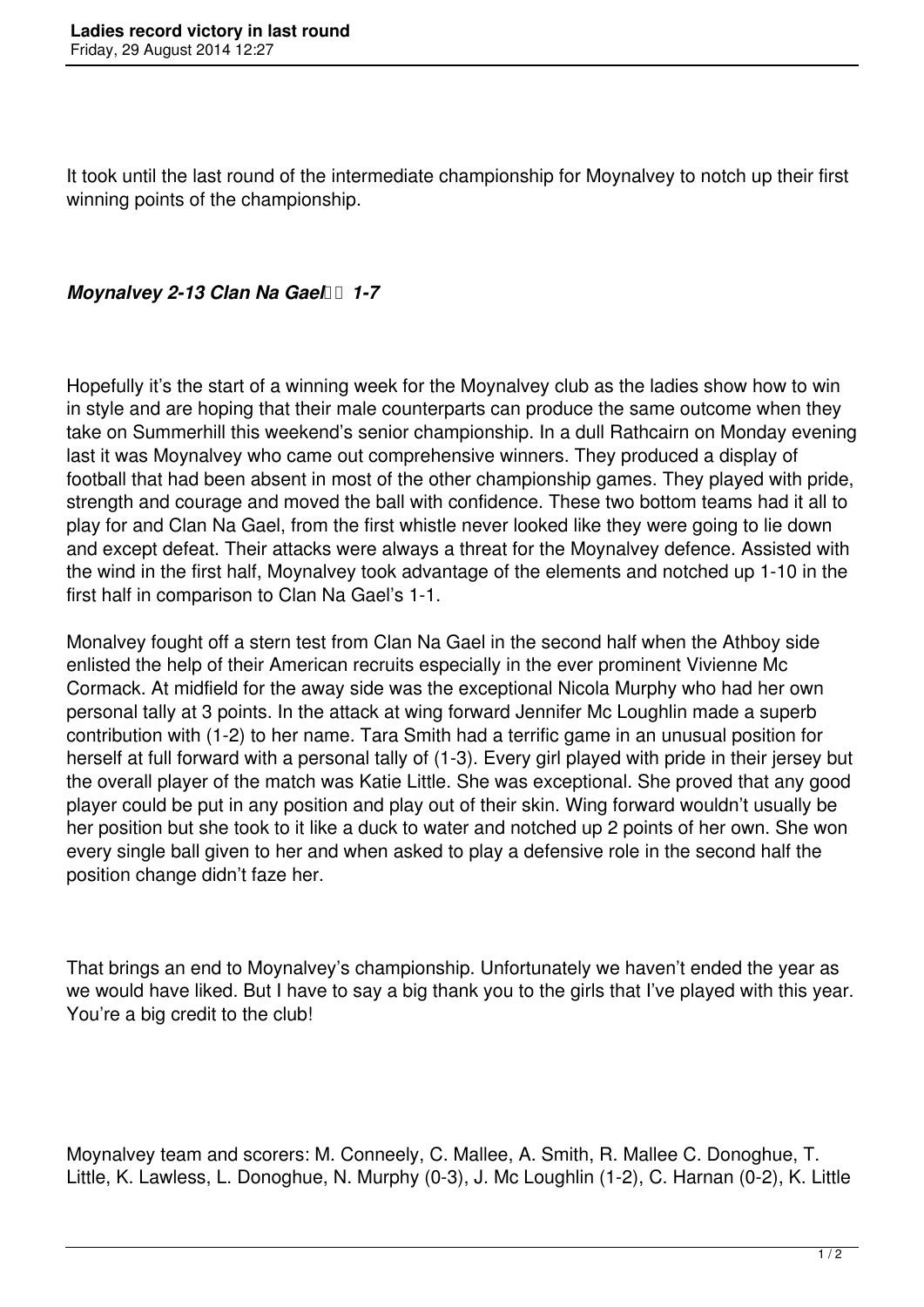# Ladies record victory in last round

Friday, 29 August 2014 12:27

It took until the last round of the intermediate championship for Moynalvey to notch up their first winning points of the championship.

***Moynalvey 2-13 Clan Na Gael 1-7***

Hopefully it's the start of a winning week for the Moynalvey club as the ladies show how to win in style and are hoping that their male counterparts can produce the same outcome when they take on Summerhill this weekend's senior championship. In a dull Rathcairn on Monday evening last it was Moynalvey who came out comprehensive winners. They produced a display of football that had been absent in most of the other championship games. They played with pride, strength and courage and moved the ball with confidence. These two bottom teams had it all to play for and Clan Na Gael, from the first whistle never looked like they were going to lie down and except defeat. Their attacks were always a threat for the Moynalvey defence. Assisted with the wind in the first half, Moynalvey took advantage of the elements and notched up 1-10 in the first half in comparison to Clan Na Gael's 1-1.

Monalvey fought off a stern test from Clan Na Gael in the second half when the Athboy side enlisted the help of their American recruits especially in the ever prominent Vivienne Mc Cormack. At midfield for the away side was the exceptional Nicola Murphy who had her own personal tally at 3 points. In the attack at wing forward Jennifer Mc Loughlin made a superb contribution with (1-2) to her name. Tara Smith had a terrific game in an unusual position for herself at full forward with a personal tally of (1-3). Every girl played with pride in their jersey but the overall player of the match was Katie Little. She was exceptional. She proved that any good player could be put in any position and play out of their skin. Wing forward wouldn't usually be her position but she took to it like a duck to water and notched up 2 points of her own. She won every single ball given to her and when asked to play a defensive role in the second half the position change didn't faze her.

That brings an end to Moynalvey's championship. Unfortunately we haven't ended the year as we would have liked. But I have to say a big thank you to the girls that I've played with this year. You're a big credit to the club!

Moynalvey team and scorers: M. Conneely, C. Mallee, A. Smith, R. Mallee C. Donoghue, T. Little, K. Lawless, L. Donoghue, N. Murphy (0-3), J. Mc Loughlin (1-2), C. Harnan (0-2), K. Little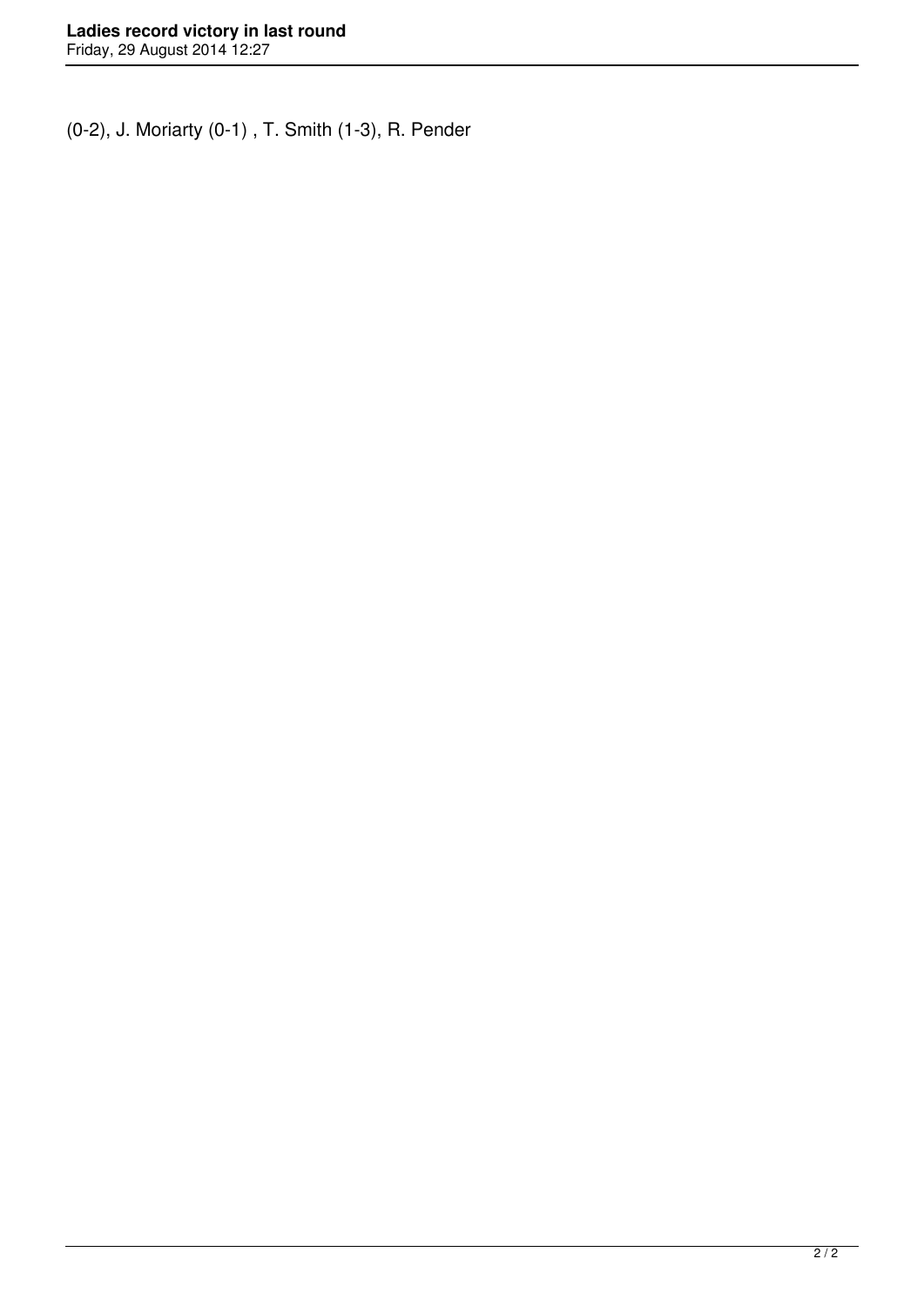(0-2), J. Moriarty (0-1) , T. Smith (1-3), R. Pender